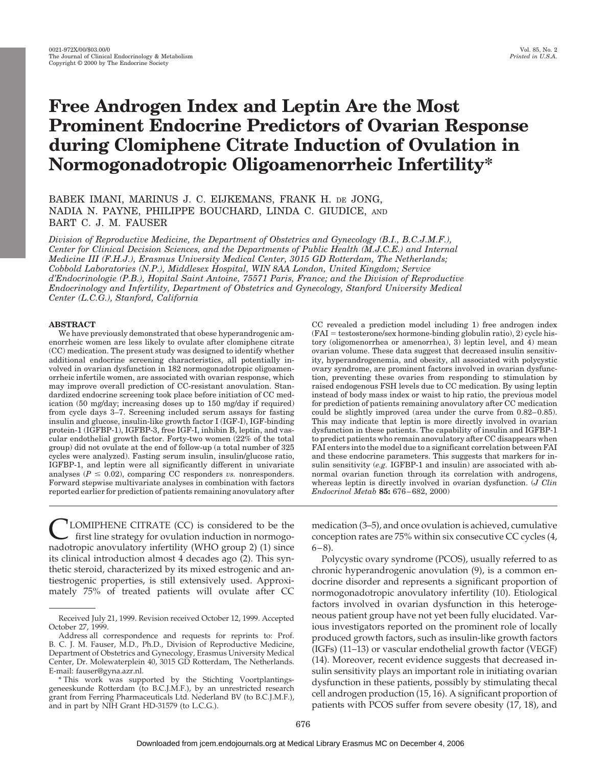# Free Androgen Index and Leptin Are the Most Prominent Endocrine Predictors of Ovarian Response during Clomiphene Citrate Induction of Ovulation in Normogonadotropic Oligoamenorrheic Infertility*

BABEK IMANI, MARINUS J. C. EIJKEMANS, FRANK H. DE JONG, NADIA N. PAYNE, PHILIPPE BOUCHARD, LINDA C. GIUDICE, AND BART C. J. M. FAUSER

*Division of Reproductive Medicine, the Department of Obstetrics and Gynecology (B.I., B.C.J.M.F.), Center for Clinical Decision Sciences, and the Departments of Public Health (M.J.C.E.) and Internal Medicine III (F.H.J.), Erasmus University Medical Center, 3015 GD Rotterdam, The Netherlands; Cobbold Laboratories (N.P.), Middlesex Hospital, WIN 8AA London, United Kingdom; Service d'Endocrinologie (P.B.), Hopital Saint Antoine, 75571 Paris, France; and the Division of Reproductive Endocrinology and Infertility, Department of Obstetrics and Gynecology, Stanford University Medical Center (L.C.G.), Stanford, California*

## ABSTRACT

We have previously demonstrated that obese hyperandrogenic amenorrheic women are less likely to ovulate after clomiphene citrate (CC) medication. The present study was designed to identify whether additional endocrine screening characteristics, all potentially involved in ovarian dysfunction in 182 normogonadotropic oligoamenorrheic infertile women, are associated with ovarian response, which may improve overall prediction of CC-resistant anovulation. Standardized endocrine screening took place before initiation of CC medication (50 mg/day; increasing doses up to 150 mg/day if required) from cycle days 3–7. Screening included serum assays for fasting insulin and glucose, insulin-like growth factor I (IGF-I), IGF-binding protein-1 (IGFBP-1), IGFBP-3, free IGF-I, inhibin B, leptin, and vascular endothelial growth factor. Forty-two women (22% of the total group) did not ovulate at the end of follow-up (a total number of 325 cycles were analyzed). Fasting serum insulin, insulin/glucose ratio, IGFBP-1, and leptin were all significantly different in univariate analyses ($P \leq 0.02$), comparing CC responders *vs.* nonresponders. Forward stepwise multivariate analyses in combination with factors reported earlier for prediction of patients remaining anovulatory after CC revealed a prediction model including 1) free androgen index (FAI = testosterone/sex hormone-binding globulin ratio), 2) cycle history (oligomenorrhea or amenorrhea), 3) leptin level, and 4) mean ovarian volume. These data suggest that decreased insulin sensitivity, hyperandrogenemia, and obesity, all associated with polycystic ovary syndrome, are prominent factors involved in ovarian dysfunction, preventing these ovaries from responding to stimulation by raised endogenous FSH levels due to CC medication. By using leptin instead of body mass index or waist to hip ratio, the previous model for prediction of patients remaining anovulatory after CC medication could be slightly improved (area under the curve from 0.82–0.85). This may indicate that leptin is more directly involved in ovarian dysfunction in these patients. The capability of insulin and IGFBP-1 to predict patients who remain anovulatory after CC disappears when FAI enters into the model due to a significant correlation between FAI and these endocrine parameters. This suggests that markers for insulin sensitivity (*e.g.* IGFBP-1 and insulin) are associated with abnormal ovarian function through its correlation with androgens, whereas leptin is directly involved in ovarian dysfunction. (*J Clin Endocrinol Metab* **85:** 676–682, 2000)

CLOMIPHENE CITRATE (CC) is considered to be the first line strategy for ovulation induction in normogonadotropic anovulatory infertility (WHO group 2) (1) since its clinical introduction almost 4 decades ago (2). This synthetic steroid, characterized by its mixed estrogenic and antiestrogenic properties, is still extensively used. Approximately 75% of treated patients will ovulate after CC medication (3–5), and once ovulation is achieved, cumulative conception rates are 75% within six consecutive CC cycles (4, 6–8).

Polycystic ovary syndrome (PCOS), usually referred to as chronic hyperandrogenic anovulation (9), is a common endocrine disorder and represents a significant proportion of normogonadotropic anovulatory infertility (10). Etiological factors involved in ovarian dysfunction in this heterogeneous patient group have not yet been fully elucidated. Various investigators reported on the prominent role of locally produced growth factors, such as insulin-like growth factors (IGFs) (11–13) or vascular endothelial growth factor (VEGF) (14). Moreover, recent evidence suggests that decreased insulin sensitivity plays an important role in initiating ovarian dysfunction in these patients, possibly by stimulating thecal cell androgen production (15, 16). A significant proportion of patients with PCOS suffer from severe obesity (17, 18), and

---

Received July 21, 1999. Revision received October 12, 1999. Accepted October 27, 1999.

Address all correspondence and requests for reprints to: Prof. B. C. J. M. Fauser, M.D., Ph.D., Division of Reproductive Medicine, Department of Obstetrics and Gynecology, Erasmus University Medical Center, Dr. Molewaterplein 40, 3015 GD Rotterdam, The Netherlands. E-mail: fauser@gyna.azr.nl.

\* This work was supported by the Stichting Voortplantingsgeneeskunde Rotterdam (to B.C.J.M.F.), by an unrestricted research grant from Ferring Pharmaceuticals Ltd. Nederland BV (to B.C.J.M.F.), and in part by NIH Grant HD-31579 (to L.C.G.).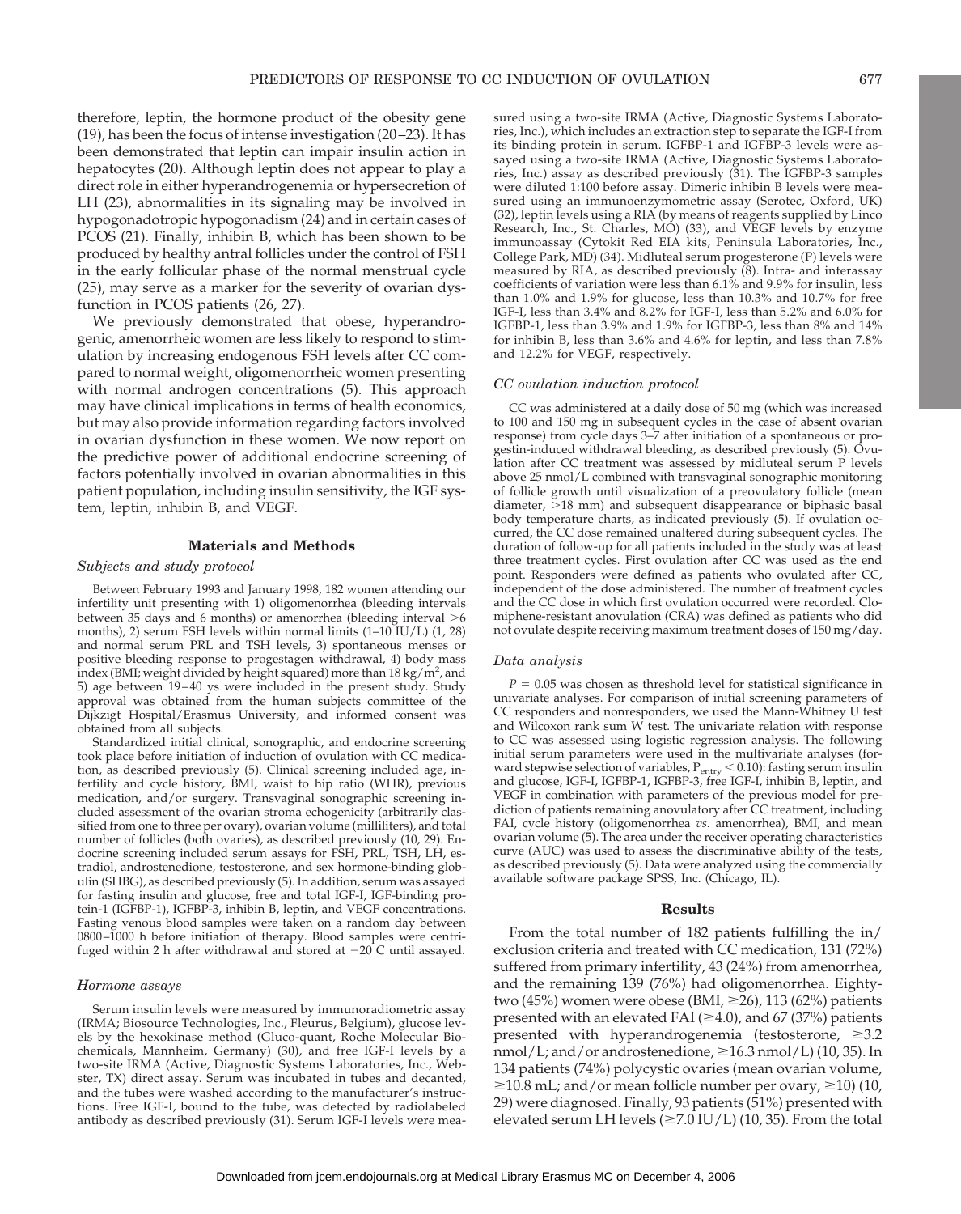therefore, leptin, the hormone product of the obesity gene (19), has been the focus of intense investigation (20–23). It has been demonstrated that leptin can impair insulin action in hepatocytes (20). Although leptin does not appear to play a direct role in either hyperandrogenemia or hypersecretion of LH (23), abnormalities in its signaling may be involved in hypogonadotropic hypogonadism (24) and in certain cases of PCOS (21). Finally, inhibin B, which has been shown to be produced by healthy antral follicles under the control of FSH in the early follicular phase of the normal menstrual cycle (25), may serve as a marker for the severity of ovarian dysfunction in PCOS patients (26, 27).

We previously demonstrated that obese, hyperandrogenic, amenorrheic women are less likely to respond to stimulation by increasing endogenous FSH levels after CC compared to normal weight, oligomenorrheic women presenting with normal androgen concentrations (5). This approach may have clinical implications in terms of health economics, but may also provide information regarding factors involved in ovarian dysfunction in these women. We now report on the predictive power of additional endocrine screening of factors potentially involved in ovarian abnormalities in this patient population, including insulin sensitivity, the IGF system, leptin, inhibin B, and VEGF.

## Materials and Methods

### *Subjects and study protocol*

Between February 1993 and January 1998, 182 women attending our infertility unit presenting with 1) oligomenorrhea (bleeding intervals between 35 days and 6 months) or amenorrhea (bleeding interval >6 months), 2) serum FSH levels within normal limits (1–10 IU/L) (1, 28) and normal serum PRL and TSH levels, 3) spontaneous menses or positive bleeding response to progestagen withdrawal, 4) body mass index (BMI; weight divided by height squared) more than 18 kg/m$^2$, and 5) age between 19–40 ys were included in the present study. Study approval was obtained from the human subjects committee of the Dijkzigt Hospital/Erasmus University, and informed consent was obtained from all subjects.

Standardized initial clinical, sonographic, and endocrine screening took place before initiation of induction of ovulation with CC medication, as described previously (5). Clinical screening included age, infertility and cycle history, BMI, waist to hip ratio (WHR), previous medication, and/or surgery. Transvaginal sonographic screening included assessment of the ovarian stroma echogenicity (arbitrarily classified from one to three per ovary), ovarian volume (milliliters), and total number of follicles (both ovaries), as described previously (10, 29). Endocrine screening included serum assays for FSH, PRL, TSH, LH, estradiol, androstenedione, testosterone, and sex hormone-binding globulin (SHBG), as described previously (5). In addition, serum was assayed for fasting insulin and glucose, free and total IGF-I, IGF-binding protein-1 (IGFBP-1), IGFBP-3, inhibin B, leptin, and VEGF concentrations. Fasting venous blood samples were taken on a random day between 0800–1000 h before initiation of therapy. Blood samples were centrifuged within 2 h after withdrawal and stored at −20 C until assayed.

### *Hormone assays*

Serum insulin levels were measured by immunoradiometric assay (IRMA; Biosource Technologies, Inc., Fleurus, Belgium), glucose levels by the hexokinase method (Gluco-quant, Roche Molecular Biochemicals, Mannheim, Germany) (30), and free IGF-I levels by a two-site IRMA (Active, Diagnostic Systems Laboratories, Inc., Webster, TX) direct assay. Serum was incubated in tubes and decanted, and the tubes were washed according to the manufacturer's instructions. Free IGF-I, bound to the tube, was detected by radiolabeled antibody as described previously (31). Serum IGF-I levels were measured using a two-site IRMA (Active, Diagnostic Systems Laboratories, Inc.), which includes an extraction step to separate the IGF-I from its binding protein in serum. IGFBP-1 and IGFBP-3 levels were assayed using a two-site IRMA (Active, Diagnostic Systems Laboratories, Inc.) assay as described previously (31). The IGFBP-3 samples were diluted 1:100 before assay. Dimeric inhibin B levels were measured using an immunoenzymometric assay (Serotec, Oxford, UK) (32), leptin levels using a RIA (by means of reagents supplied by Linco Research, Inc., St. Charles, MO) (33), and VEGF levels by enzyme immunoassay (Cytokit Red EIA kits, Peninsula Laboratories, Inc., College Park, MD) (34). Midluteal serum progesterone (P) levels were measured by RIA, as described previously (8). Intra- and interassay coefficients of variation were less than 6.1% and 9.9% for insulin, less than 1.0% and 1.9% for glucose, less than 10.3% and 10.7% for free IGF-I, less than 3.4% and 8.2% for IGF-I, less than 5.2% and 6.0% for IGFBP-1, less than 3.9% and 1.9% for IGFBP-3, less than 8% and 14% for inhibin B, less than 3.6% and 4.6% for leptin, and less than 7.8% and 12.2% for VEGF, respectively.

### *CC ovulation induction protocol*

CC was administered at a daily dose of 50 mg (which was increased to 100 and 150 mg in subsequent cycles in the case of absent ovarian response) from cycle days 3–7 after initiation of a spontaneous or progestin-induced withdrawal bleeding, as described previously (5). Ovulation after CC treatment was assessed by midluteal serum P levels above 25 nmol/L combined with transvaginal sonographic monitoring of follicle growth until visualization of a preovulatory follicle (mean diameter, >18 mm) and subsequent disappearance or biphasic basal body temperature charts, as indicated previously (5). If ovulation occurred, the CC dose remained unaltered during subsequent cycles. The duration of follow-up for all patients included in the study was at least three treatment cycles. First ovulation after CC was used as the end point. Responders were defined as patients who ovulated after CC, independent of the dose administered. The number of treatment cycles and the CC dose in which first ovulation occurred were recorded. Clomiphene-resistant anovulation (CRA) was defined as patients who did not ovulate despite receiving maximum treatment doses of 150 mg/day.

### *Data analysis*

$P = 0.05$ was chosen as threshold level for statistical significance in univariate analyses. For comparison of initial screening parameters of CC responders and nonresponders, we used the Mann-Whitney U test and Wilcoxon rank sum W test. The univariate relation with response to CC was assessed using logistic regression analysis. The following initial screen parameters were used in the multivariate analyses (forward stepwise selection of variables, $P_{entry} < 0.10$): fasting serum insulin and glucose, IGF-I, IGFBP-1, IGFBP-3, free IGF-I, inhibin B, leptin, and VEGF in combination with parameters of the previous model for prediction of patients remaining anovulatory after CC treatment, including FAI, cycle history (oligomenorrhea *vs.* amenorrhea), BMI, and mean ovarian volume (5). The area under the receiver operating characteristics curve (AUC) was used to assess the discriminative ability of the tests, as described previously (5). Data were analyzed using the commercially available software package SPSS, Inc. (Chicago, IL).

## Results

From the total number of 182 patients fulfilling the in/exclusion criteria and treated with CC medication, 131 (72%) suffered from primary infertility, 43 (24%) from amenorrhea, and the remaining 139 (76%) had oligomenorrhea. Eighty-two (45%) women were obese (BMI, ≥26), 113 (62%) patients presented with an elevated FAI (≥4.0), and 67 (37%) patients presented with hyperandrogenemia (testosterone, ≥3.2 nmol/L; and/or androstenedione, ≥16.3 nmol/L) (10, 35). In 134 patients (74%) polycystic ovaries (mean ovarian volume, ≥10.8 mL; and/or mean follicle number per ovary, ≥10) (10, 29) were diagnosed. Finally, 93 patients (51%) presented with elevated serum LH levels (≥7.0 IU/L) (10, 35). From the total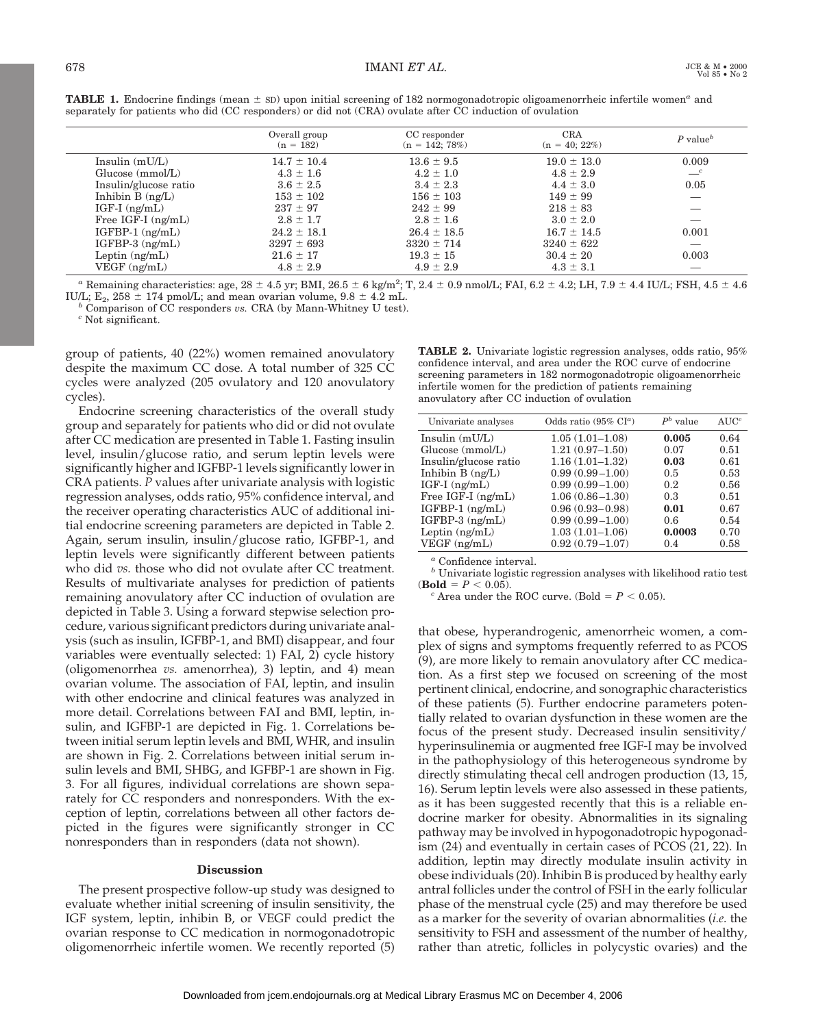**TABLE 1.** Endocrine findings (mean ± SD) upon initial screening of 182 normogonadotropic oligoamenorrheic infertile women[a] and separately for patients who did (CC responders) or did not (CRA) ovulate after CC induction of ovulation

| | Overall group (n = 182) | CC responder (n = 142; 78%) | CRA (n = 40; 22%) | $P$ value[b] |
|---|---|---|---|---|
| Insulin (mU/L) | 14.7 ± 10.4 | 13.6 ± 9.5 | 19.0 ± 13.0 | 0.009 |
| Glucose (mmol/L) | 4.3 ± 1.6 | 4.2 ± 1.0 | 4.8 ± 2.9 | —[c] |
| Insulin/glucose ratio | 3.6 ± 2.5 | 3.4 ± 2.3 | 4.4 ± 3.0 | 0.05 |
| Inhibin B (ng/L) | 153 ± 102 | 156 ± 103 | 149 ± 99 | — |
| IGF-I (ng/mL) | 237 ± 97 | 242 ± 99 | 218 ± 83 | — |
| Free IGF-I (ng/mL) | 2.8 ± 1.7 | 2.8 ± 1.6 | 3.0 ± 2.0 | — |
| IGFBP-1 (ng/mL) | 24.2 ± 18.1 | 26.4 ± 18.5 | 16.7 ± 14.5 | 0.001 |
| IGFBP-3 (ng/mL) | 3297 ± 693 | 3320 ± 714 | 3240 ± 622 | — |
| Leptin (ng/mL) | 21.6 ± 17 | 19.3 ± 15 | 30.4 ± 20 | 0.003 |
| VEGF (ng/mL) | 4.8 ± 2.9 | 4.9 ± 2.9 | 4.3 ± 3.1 | — |

[a] Remaining characteristics: age, 28 ± 4.5 yr; BMI, 26.5 ± 6 kg/m$^2$; T, 2.4 ± 0.9 nmol/L; FAI, 6.2 ± 4.2; LH, 7.9 ± 4.4 IU/L; FSH, 4.5 ± 4.6 IU/L; $E_2$, 258 ± 174 pmol/L; and mean ovarian volume, 9.8 ± 4.2 mL.

[b] Comparison of CC responders *vs.* CRA (by Mann-Whitney U test).

[c] Not significant.

group of patients, 40 (22%) women remained anovulatory despite the maximum CC dose. A total number of 325 CC cycles were analyzed (205 ovulatory and 120 anovulatory cycles).

Endocrine screening characteristics of the overall study group and separately for patients who did or did not ovulate after CC medication are presented in Table 1. Fasting insulin level, insulin/glucose ratio, and serum leptin levels were significantly higher and IGFBP-1 levels significantly lower in CRA patients. $P$ values after univariate analysis with logistic regression analyses, odds ratio, 95% confidence interval, and the receiver operating characteristics AUC of additional initial endocrine screening parameters are depicted in Table 2. Again, serum insulin, insulin/glucose ratio, IGFBP-1, and leptin levels were significantly different between patients who did *vs.* those who did not ovulate after CC treatment. Results of multivariate analyses for prediction of patients remaining anovulatory after CC induction of ovulation are depicted in Table 3. Using a forward stepwise selection procedure, various significant predictors during univariate analysis (such as insulin, IGFBP-1, and BMI) disappear, and four variables were eventually selected: 1) FAI, 2) cycle history (oligomenorrhea *vs.* amenorrhea), 3) leptin, and 4) mean ovarian volume. The association of FAI, leptin, and insulin with other endocrine and clinical features was analyzed in more detail. Correlations between FAI and BMI, leptin, insulin, and IGFBP-1 are depicted in Fig. 1. Correlations between initial serum leptin levels and BMI, WHR, and insulin are shown in Fig. 2. Correlations between initial serum insulin levels and BMI, SHBG, and IGFBP-1 are shown in Fig. 3. For all figures, individual correlations are shown separately for CC responders and nonresponders. With the exception of leptin, correlations between all other factors depicted in the figures were significantly stronger in CC nonresponders than in responders (data not shown).

**TABLE 2.** Univariate logistic regression analyses, odds ratio, 95% confidence interval, and area under the ROC curve of endocrine screening parameters in 182 normogonadotropic oligoamenorrheic infertile women for the prediction of patients remaining anovulatory after CC induction of ovulation

| Univariate analyses | Odds ratio (95% CI[a]) | $P$[b] value | AUC[c] |
|---|---|---|---|
| Insulin (mU/L) | 1.05 (1.01–1.08) | **0.005** | 0.64 |
| Glucose (mmol/L) | 1.21 (0.97–1.50) | 0.07 | 0.51 |
| Insulin/glucose ratio | 1.16 (1.01–1.32) | **0.03** | 0.61 |
| Inhibin B (ng/L) | 0.99 (0.99–1.00) | 0.5 | 0.53 |
| IGF-I (ng/mL) | 0.99 (0.99–1.00) | 0.2 | 0.56 |
| Free IGF-I (ng/mL) | 1.06 (0.86–1.30) | 0.3 | 0.51 |
| IGFBP-1 (ng/mL) | 0.96 (0.93–0.98) | **0.01** | 0.67 |
| IGFBP-3 (ng/mL) | 0.99 (0.99–1.00) | 0.6 | 0.54 |
| Leptin (ng/mL) | 1.03 (1.01–1.06) | **0.0003** | 0.70 |
| VEGF (ng/mL) | 0.92 (0.79–1.07) | 0.4 | 0.58 |

[a] Confidence interval.

[b] Univariate logistic regression analyses with likelihood ratio test (**Bold** = $P < 0.05$).

[c] Area under the ROC curve. (Bold = $P < 0.05$).

## Discussion

The present prospective follow-up study was designed to evaluate whether initial screening of insulin sensitivity, the IGF system, leptin, inhibin B, or VEGF could predict the ovarian response to CC medication in normogonadotropic oligomenorrheic infertile women. We recently reported (5) that obese, hyperandrogenic, amenorrheic women, a complex of signs and symptoms frequently referred to as PCOS (9), are more likely to remain anovulatory after CC medication. As a first step we focused on screening of the most pertinent clinical, endocrine, and sonographic characteristics of these patients (5). Further endocrine parameters potentially related to ovarian dysfunction in these women are the focus of the present study. Decreased insulin sensitivity/hyperinsulinemia or augmented free IGF-I may be involved in the pathophysiology of this heterogeneous syndrome by directly stimulating thecal cell androgen production (13, 15, 16). Serum leptin levels were also assessed in these patients, as it has been suggested recently that this is a reliable endocrine marker for obesity. Abnormalities in its signaling pathway may be involved in hypogonadotropic hypogonadism (24) and eventually in certain cases of PCOS (21, 22). In addition, leptin may directly modulate insulin activity in obese individuals (20). Inhibin B is produced by healthy early antral follicles under the control of FSH in the early follicular phase of the menstrual cycle (25) and may therefore be used as a marker for the severity of ovarian abnormalities (*i.e.* the sensitivity to FSH and assessment of the number of healthy, rather than atretic, follicles in polycystic ovaries) and the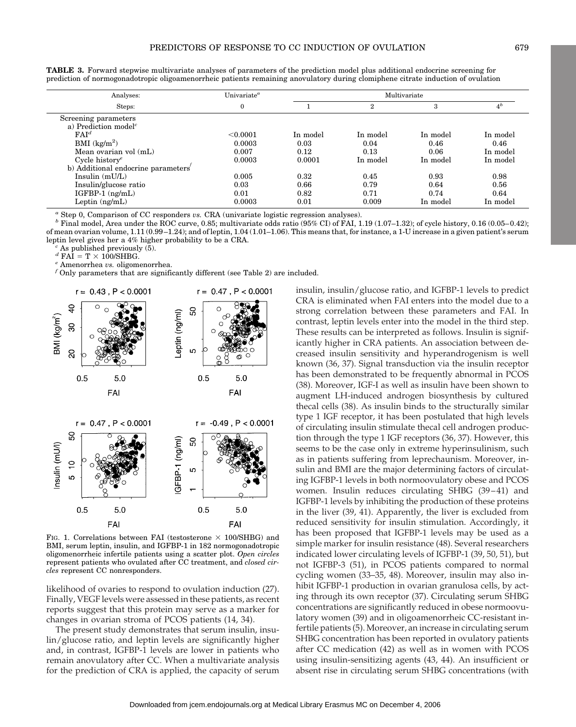**TABLE 3.** Forward stepwise multivariate analyses of parameters of the prediction model plus additional endocrine screening for prediction of normogonadotropic oligoamenorrheic patients remaining anovulatory during clomiphene citrate induction of ovulation

| Analyses: | Univariate[a] | Multivariate | | | |
|---|---|---|---|---|---|
| Steps: | 0 | 1 | 2 | 3 | 4[b] |
| Screening parameters | | | | | |
| a) Prediction model[c] | | | | | |
| FAI[d] | <0.0001 | In model | In model | In model | In model |
| BMI (kg/m$^2$) | 0.0003 | 0.03 | 0.04 | 0.46 | 0.46 |
| Mean ovarian vol (mL) | 0.007 | 0.12 | 0.13 | 0.06 | In model |
| Cycle history[e] | 0.0003 | 0.0001 | In model | In model | In model |
| b) Additional endocrine parameters[f] | | | | | |
| Insulin (mU/L) | 0.005 | 0.32 | 0.45 | 0.93 | 0.98 |
| Insulin/glucose ratio | 0.03 | 0.66 | 0.79 | 0.64 | 0.56 |
| IGFBP-1 (ng/mL) | 0.01 | 0.82 | 0.71 | 0.74 | 0.64 |
| Leptin (ng/mL) | 0.0003 | 0.01 | 0.009 | In model | In model |

[a] Step 0, Comparison of CC responders *vs.* CRA (univariate logistic regression analyses).

[b] Final model, Area under the ROC curve, 0.85; multivariate odds ratio (95% CI) of FAI, 1.19 (1.07–1.32); of cycle history, 0.16 (0.05–0.42); of mean ovarian volume, 1.11 (0.99–1.24); and of leptin, 1.04 (1.01–1.06). This means that, for instance, a 1-U increase in a given patient's serum leptin level gives her a 4% higher probability to be a CRA.

[c] As published previously (5).

[d] FAI = T × 100/SHBG.

[e] Amenorrhea *vs.* oligomenorrhea.

[f] Only parameters that are significantly different (see Table 2) are included.

FIG. 1. Correlations between FAI (testosterone × 100/SHBG) and BMI, serum leptin, insulin, and IGFBP-1 in 182 normogonadotropic oligomenorrheic infertile patients using a scatter plot. *Open circles* represent patients who ovulated after CC treatment, and *closed circles* represent CC nonresponders.

likelihood of ovaries to respond to ovulation induction (27). Finally, VEGF levels were assessed in these patients, as recent reports suggest that this protein may serve as a marker for changes in ovarian stroma of PCOS patients (14, 34).

The present study demonstrates that serum insulin, insulin/glucose ratio, and leptin levels are significantly higher and, in contrast, IGFBP-1 levels are lower in patients who remain anovulatory after CC. When a multivariate analysis for the prediction of CRA is applied, the capacity of serum insulin, insulin/glucose ratio, and IGFBP-1 levels to predict CRA is eliminated when FAI enters into the model due to a strong correlation between these parameters and FAI. In contrast, leptin levels enter into the model in the third step. These results can be interpreted as follows. Insulin is significantly higher in CRA patients. An association between decreased insulin sensitivity and hyperandrogenism is well known (36, 37). Signal transduction via the insulin receptor has been demonstrated to be frequently abnormal in PCOS (38). Moreover, IGF-I as well as insulin have been shown to augment LH-induced androgen biosynthesis by cultured thecal cells (38). As insulin binds to the structurally similar type 1 IGF receptor, it has been postulated that high levels of circulating insulin stimulate thecal cell androgen production through the type 1 IGF receptors (36, 37). However, this seems to be the case only in extreme hyperinsulinism, such as in patients suffering from leprechaunism. Moreover, insulin and BMI are the major determining factors of circulating IGFBP-1 levels in both normoovulatory obese and PCOS women. Insulin reduces circulating SHBG (39–41) and IGFBP-1 levels by inhibiting the production of these proteins in the liver (39, 41). Apparently, the liver is excluded from reduced sensitivity for insulin stimulation. Accordingly, it has been proposed that IGFBP-1 levels may be used as a simple marker for insulin resistance (48). Several researchers indicated lower circulating levels of IGFBP-1 (39, 50, 51), but not IGFBP-3 (51), in PCOS patients compared to normal cycling women (33–35, 48). Moreover, insulin may also inhibit IGFBP-1 production in ovarian granulosa cells, by acting through its own receptor (37). Circulating serum SHBG concentrations are significantly reduced in obese normoovulatory women (39) and in oligoamenorrheic CC-resistant infertile patients (5). Moreover, an increase in circulating serum SHBG concentration has been reported in ovulatory patients after CC medication (42) as well as in women with PCOS using insulin-sensitizing agents (43, 44). An insufficient or absent rise in circulating serum SHBG concentrations (with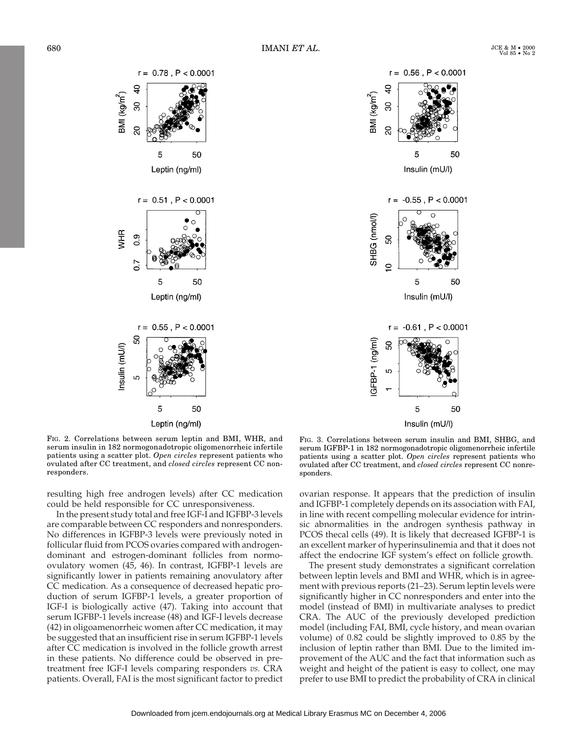FIG. 2. Correlations between serum leptin and BMI, WHR, and serum insulin in 182 normogonadotropic oligomenorrheic infertile patients using a scatter plot. *Open circles* represent patients who ovulated after CC treatment, and *closed circles* represent CC nonresponders.

FIG. 3. Correlations between serum insulin and BMI, SHBG, and serum IGFBP-1 in 182 normogonadotropic oligomenorrheic infertile patients using a scatter plot. *Open circles* represent patients who ovulated after CC treatment, and *closed circles* represent CC nonresponders.

resulting high free androgen levels) after CC medication could be held responsible for CC unresponsiveness.

In the present study total and free IGF-I and IGFBP-3 levels are comparable between CC responders and nonresponders. No differences in IGFBP-3 levels were previously noted in follicular fluid from PCOS ovaries compared with androgen-dominant and estrogen-dominant follicles from normo-ovulatory women (45, 46). In contrast, IGFBP-1 levels are significantly lower in patients remaining anovulatory after CC medication. As a consequence of decreased hepatic production of serum IGFBP-1 levels, a greater proportion of IGF-I is biologically active (47). Taking into account that serum IGFBP-1 levels increase (48) and IGF-I levels decrease (42) in oligoamenorrheic women after CC medication, it may be suggested that an insufficient rise in serum IGFBP-1 levels after CC medication is involved in the follicle growth arrest in these patients. No difference could be observed in pretreatment free IGF-I levels comparing responders *vs.* CRA patients. Overall, FAI is the most significant factor to predict ovarian response. It appears that the prediction of insulin and IGFBP-1 completely depends on its association with FAI, in line with recent compelling molecular evidence for intrinsic abnormalities in the androgen synthesis pathway in PCOS thecal cells (49). It is likely that decreased IGFBP-1 is an excellent marker of hyperinsulinemia and that it does not affect the endocrine IGF system's effect on follicle growth.

The present study demonstrates a significant correlation between leptin levels and BMI and WHR, which is in agreement with previous reports (21–23). Serum leptin levels were significantly higher in CC nonresponders and enter into the model (instead of BMI) in multivariate analyses to predict CRA. The AUC of the previously developed prediction model (including FAI, BMI, cycle history, and mean ovarian volume) of 0.82 could be slightly improved to 0.85 by the inclusion of leptin rather than BMI. Due to the limited improvement of the AUC and the fact that information such as weight and height of the patient is easy to collect, one may prefer to use BMI to predict the probability of CRA in clinical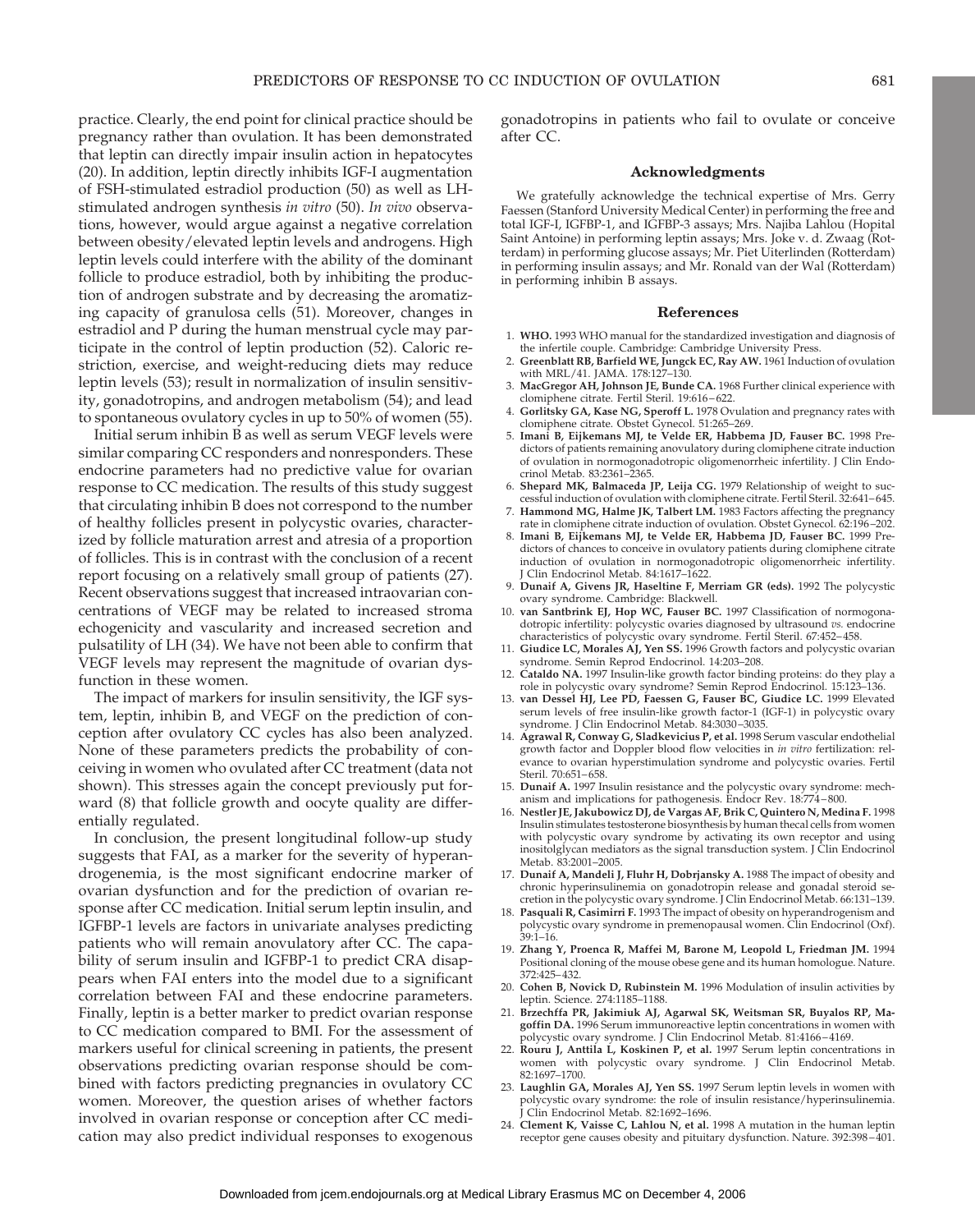practice. Clearly, the end point for clinical practice should be pregnancy rather than ovulation. It has been demonstrated that leptin can directly impair insulin action in hepatocytes (20). In addition, leptin directly inhibits IGF-I augmentation of FSH-stimulated estradiol production (50) as well as LH-stimulated androgen synthesis *in vitro* (50). *In vivo* observations, however, would argue against a negative correlation between obesity/elevated leptin levels and androgens. High leptin levels could interfere with the ability of the dominant follicle to produce estradiol, both by inhibiting the production of androgen substrate and by decreasing the aromatizing capacity of granulosa cells (51). Moreover, changes in estradiol and P during the human menstrual cycle may participate in the control of leptin production (52). Caloric restriction, exercise, and weight-reducing diets may reduce leptin levels (53); result in normalization of insulin sensitivity, gonadotropins, and androgen metabolism (54); and lead to spontaneous ovulatory cycles in up to 50% of women (55).

Initial serum inhibin B as well as serum VEGF levels were similar comparing CC responders and nonresponders. These endocrine parameters had no predictive value for ovarian response to CC medication. The results of this study suggest that circulating inhibin B does not correspond to the number of healthy follicles present in polycystic ovaries, characterized by follicle maturation arrest and atresia of a proportion of follicles. This is in contrast with the conclusion of a recent report focusing on a relatively small group of patients (27). Recent observations suggest that increased intraovarian concentrations of VEGF may be related to increased stroma echogenicity and vascularity and increased secretion and pulsatility of LH (34). We have not been able to confirm that VEGF levels may represent the magnitude of ovarian dysfunction in these women.

The impact of markers for insulin sensitivity, the IGF system, leptin, inhibin B, and VEGF on the prediction of conception after ovulatory CC cycles has also been analyzed. None of these parameters predicts the probability of conceiving in women who ovulated after CC treatment (data not shown). This stresses again the concept previously put forward (8) that follicle growth and oocyte quality are differentially regulated.

In conclusion, the present longitudinal follow-up study suggests that FAI, as a marker for the severity of hyperandrogenemia, is the most significant endocrine marker of ovarian dysfunction and for the prediction of ovarian response after CC medication. Initial serum leptin insulin, and IGFBP-1 levels are factors in univariate analyses predicting patients who will remain anovulatory after CC. The capability of serum insulin and IGFBP-1 to predict CRA disappears when FAI enters into the model due to a significant correlation between FAI and these endocrine parameters. Finally, leptin is a better marker to predict ovarian response to CC medication compared to BMI. For the assessment of markers useful for clinical screening in patients, the present observations predicting ovarian response should be combined with factors predicting pregnancies in ovulatory CC women. Moreover, the question arises of whether factors involved in ovarian response or conception after CC medication may also predict individual responses to exogenous gonadotropins in patients who fail to ovulate or conceive after CC.

## Acknowledgments

We gratefully acknowledge the technical expertise of Mrs. Gerry Faessen (Stanford University Medical Center) in performing the free and total IGF-I, IGFBP-1, and IGFBP-3 assays; Mrs. Najiba Lahlou (Hopital Saint Antoine) in performing leptin assays; Mrs. Joke v. d. Zwaag (Rotterdam) in performing glucose assays; Mr. Piet Uiterlinden (Rotterdam) in performing insulin assays; and Mr. Ronald van der Wal (Rotterdam) in performing inhibin B assays.

## References

1. **WHO.** 1993 WHO manual for the standardized investigation and diagnosis of the infertile couple. Cambridge: Cambridge University Press.
2. **Greenblatt RB, Barfield WE, Jungck EC, Ray AW.** 1961 Induction of ovulation with MRL/41. JAMA. 178:127–130.
3. **MacGregor AH, Johnson JE, Bunde CA.** 1968 Further clinical experience with clomiphene citrate. Fertil Steril. 19:616–622.
4. **Gorlitsky GA, Kase NG, Speroff L.** 1978 Ovulation and pregnancy rates with clomiphene citrate. Obstet Gynecol. 51:265–269.
5. **Imani B, Eijkemans MJ, te Velde ER, Habbema JD, Fauser BC.** 1998 Predictors of patients remaining anovulatory during clomiphene citrate induction of ovulation in normogonadotropic oligomenorrheic infertility. J Clin Endocrinol Metab. 83:2361–2365.
6. **Shepard MK, Balmaceda JP, Leija CG.** 1979 Relationship of weight to successful induction of ovulation with clomiphene citrate. Fertil Steril. 32:641–645.
7. **Hammond MG, Halme JK, Talbert LM.** 1983 Factors affecting the pregnancy rate in clomiphene citrate induction of ovulation. Obstet Gynecol. 62:196–202.
8. **Imani B, Eijkemans MJ, te Velde ER, Habbema JD, Fauser BC.** 1999 Predictors of chances to conceive in ovulatory patients during clomiphene citrate induction of ovulation in normogonadotropic oligomenorrheic infertility. J Clin Endocrinol Metab. 84:1617–1622.
9. **Dunaif A, Givens JR, Haseltine F, Merriam GR (eds).** 1992 The polycystic ovary syndrome. Cambridge: Blackwell.
10. **van Santbrink EJ, Hop WC, Fauser BC.** 1997 Classification of normogonadotropic infertility: polycystic ovaries diagnosed by ultrasound *vs.* endocrine characteristics of polycystic ovary syndrome. Fertil Steril. 67:452–458.
11. **Giudice LC, Morales AJ, Yen SS.** 1996 Growth factors and polycystic ovarian syndrome. Semin Reprod Endocrinol. 14:203–208.
12. **Cataldo NA.** 1997 Insulin-like growth factor binding proteins: do they play a role in polycystic ovary syndrome? Semin Reprod Endocrinol. 15:123–136.
13. **van Dessel HJ, Lee PD, Faessen G, Fauser BC, Giudice LC.** 1999 Elevated serum levels of free insulin-like growth factor-1 (IGF-1) in polycystic ovary syndrome. J Clin Endocrinol Metab. 84:3030–3035.
14. **Agrawal R, Conway G, Sladkevicius P, et al.** 1998 Serum vascular endothelial growth factor and Doppler blood flow velocities in *in vitro* fertilization: relevance to ovarian hyperstimulation syndrome and polycystic ovaries. Fertil Steril. 70:651–658.
15. **Dunaif A.** 1997 Insulin resistance and the polycystic ovary syndrome: mechanism and implications for pathogenesis. Endocr Rev. 18:774–800.
16. **Nestler JE, Jakubowicz DJ, de Vargas AF, Brik C, Quintero N, Medina F.** 1998 Insulin stimulates testosterone biosynthesis by human thecal cells from women with polycystic ovary syndrome by activating its own receptor and using inositolglycan mediators as the signal transduction system. J Clin Endocrinol Metab. 83:2001–2005.
17. **Dunaif A, Mandeli J, Fluhr H, Dobrjansky A.** 1988 The impact of obesity and chronic hyperinsulinemia on gonadotropin release and gonadal steroid secretion in the polycystic ovary syndrome. J Clin Endocrinol Metab. 66:131–139.
18. **Pasquali R, Casimirri F.** 1993 The impact of obesity on hyperandrogenism and polycystic ovary syndrome in premenopausal women. Clin Endocrinol (Oxf). 39:1–16.
19. **Zhang Y, Proenca R, Maffei M, Barone M, Leopold L, Friedman JM.** 1994 Positional cloning of the mouse obese gene and its human homologue. Nature. 372:425–432.
20. **Cohen B, Novick D, Rubinstein M.** 1996 Modulation of insulin activities by leptin. Science. 274:1185–1188.
21. **Brzechffa PR, Jakimiuk AJ, Agarwal SK, Weitsman SR, Buyalos RP, Magoffin DA.** 1996 Serum immunoreactive leptin concentrations in women with polycystic ovary syndrome. J Clin Endocrinol Metab. 81:4166–4169.
22. **Rouru J, Anttila L, Koskinen P, et al.** 1997 Serum leptin concentrations in women with polycystic ovary syndrome. J Clin Endocrinol Metab. 82:1697–1700.
23. **Laughlin GA, Morales AJ, Yen SS.** 1997 Serum leptin levels in women with polycystic ovary syndrome: the role of insulin resistance/hyperinsulinemia. J Clin Endocrinol Metab. 82:1692–1696.
24. **Clement K, Vaisse C, Lahlou N, et al.** 1998 A mutation in the human leptin receptor gene causes obesity and pituitary dysfunction. Nature. 392:398–401.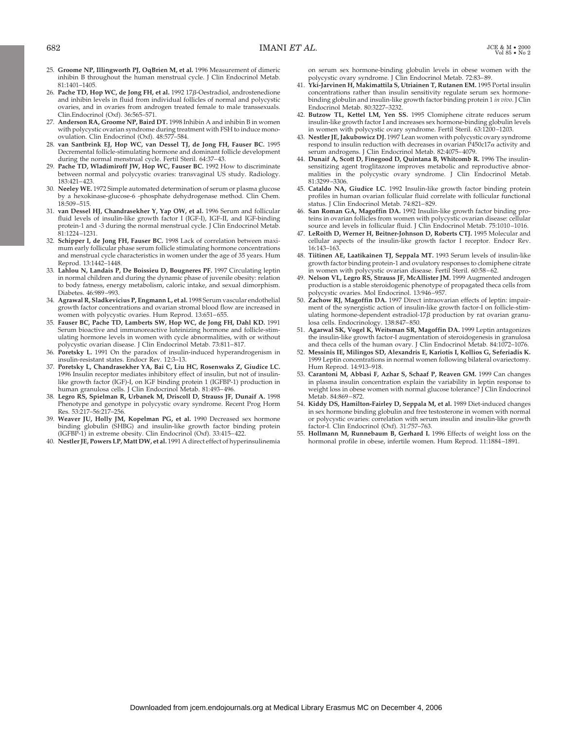25. **Groome NP, Illingworth PJ, OqBrien M, et al.** 1996 Measurement of dimeric inhibin B throughout the human menstrual cycle. J Clin Endocrinol Metab. 81:1401–1405.
26. **Pache TD, Hop WC, de Jong FH, et al.** 1992 17β-Oestradiol, androstenedione and inhibin levels in fluid from individual follicles of normal and polycystic ovaries, and in ovaries from androgen treated female to male transsexuals. Clin.Endocrinol (Oxf). 36:565–571.
27. **Anderson RA, Groome NP, Baird DT.** 1998 Inhibin A and inhibin B in women with polycystic ovarian syndrome during treatment with FSH to induce mono-ovulation. Clin Endocrinol (Oxf). 48:577–584.
28. **van Santbrink EJ, Hop WC, van Dessel TJ, de Jong FH, Fauser BC.** 1995 Decremental follicle-stimulating hormone and dominant follicle development during the normal menstrual cycle. Fertil Steril. 64:37–43.
29. **Pache TD, Wladimiroff JW, Hop WC, Fauser BC.** 1992 How to discriminate between normal and polycystic ovaries: transvaginal US study. Radiology. 183:421–423.
30. **Neeley WE.** 1972 Simple automated determination of serum or plasma glucose by a hexokinase-glucose-6 -phosphate dehydrogenase method. Clin Chem. 18:509–515.
31. **van Dessel HJ, Chandrasekher Y, Yap OW, et al.** 1996 Serum and follicular fluid levels of insulin-like growth factor I (IGF-I), IGF-II, and IGF-binding protein-1 and -3 during the normal menstrual cycle. J Clin Endocrinol Metab. 81:1224–1231.
32. **Schipper I, de Jong FH, Fauser BC.** 1998 Lack of correlation between maximum early follicular phase serum follicle stimulating hormone concentrations and menstrual cycle characteristics in women under the age of 35 years. Hum Reprod. 13:1442–1448.
33. **Lahlou N, Landais P, De Boissieu D, Bougneres PF.** 1997 Circulating leptin in normal children and during the dynamic phase of juvenile obesity: relation to body fatness, energy metabolism, caloric intake, and sexual dimorphism. Diabetes. 46:989–993.
34. **Agrawal R, Sladkevicius P, Engmann L, et al.** 1998 Serum vascular endothelial growth factor concentrations and ovarian stromal blood flow are increased in women with polycystic ovaries. Hum Reprod. 13:651–655.
35. **Fauser BC, Pache TD, Lamberts SW, Hop WC, de Jong FH, Dahl KD.** 1991 Serum bioactive and immunoreactive luteinizing hormone and follicle-stimulating hormone levels in women with cycle abnormalities, with or without polycystic ovarian disease. J Clin Endocrinol Metab. 73:811–817.
36. **Poretsky L.** 1991 On the paradox of insulin-induced hyperandrogenism in insulin-resistant states. Endocr Rev. 12:3–13.
37. **Poretsky L, Chandrasekher YA, Bai C, Liu HC, Rosenwaks Z, Giudice LC.** 1996 Insulin receptor mediates inhibitory effect of insulin, but not of insulin-like growth factor (IGF)-I, on IGF binding protein 1 (IGFBP-1) production in human granulosa cells. J Clin Endocrinol Metab. 81:493–496.
38. **Legro RS, Spielman R, Urbanek M, Driscoll D, Strauss JF, Dunaif A.** 1998 Phenotype and genotype in polycystic ovary syndrome. Recent Prog Horm Res. 53:217–56:217–256.
39. **Weaver JU, Holly JM, Kopelman PG, et al.** 1990 Decreased sex hormone binding globulin (SHBG) and insulin-like growth factor binding protein (IGFBP-1) in extreme obesity. Clin Endocrinol (Oxf). 33:415–422.
40. **Nestler JE, Powers LP, Matt DW, et al.** 1991 A direct effect of hyperinsulinemia on serum sex hormone-binding globulin levels in obese women with the polycystic ovary syndrome. J Clin Endocrinol Metab. 72:83–89.
41. **Yki-Jarvinen H, Makimattila S, Utriainen T, Rutanen EM.** 1995 Portal insulin concentrations rather than insulin sensitivity regulate serum sex hormone-binding globulin and insulin-like growth factor binding protein 1 *in vivo*. J Clin Endocrinol Metab. 80:3227–3232.
42. **Butzow TL, Kettel LM, Yen SS.** 1995 Clomiphene citrate reduces serum insulin-like growth factor I and increases sex hormone-binding globulin levels in women with polycystic ovary syndrome. Fertil Steril. 63:1200–1203.
43. **Nestler JE, Jakubowicz DJ.** 1997 Lean women with polycystic ovary syndrome respond to insulin reduction with decreases in ovarian P450c17α activity and serum androgens. J Clin Endocrinol Metab. 82:4075–4079.
44. **Dunaif A, Scott D, Finegood D, Quintana B, Whitcomb R.** 1996 The insulin-sensitizing agent troglitazone improves metabolic and reproductive abnormalities in the polycystic ovary syndrome. J Clin Endocrinol Metab. 81:3299–3306.
45. **Cataldo NA, Giudice LC.** 1992 Insulin-like growth factor binding protein profiles in human ovarian follicular fluid correlate with follicular functional status. J Clin Endocrinol Metab. 74:821–829.
46. **San Roman GA, Magoffin DA.** 1992 Insulin-like growth factor binding proteins in ovarian follicles from women with polycystic ovarian disease: cellular source and levels in follicular fluid. J Clin Endocrinol Metab. 75:1010–1016.
47. **LeRoith D, Werner H, Beitner-Johnson D, Roberts CTJ.** 1995 Molecular and cellular aspects of the insulin-like growth factor I receptor. Endocr Rev. 16:143–163.
48. **Tiitinen AE, Laatikainen TJ, Seppala MT.** 1993 Serum levels of insulin-like growth factor binding protein-1 and ovulatory responses to clomiphene citrate in women with polycystic ovarian disease. Fertil Steril. 60:58–62.
49. **Nelson VL, Legro RS, Strauss JF, McAllister JM.** 1999 Augmented androgen production is a stable steroidogenic phenotype of propagated theca cells from polycystic ovaries. Mol Endocrinol. 13:946–957.
50. **Zachow RJ, Magoffin DA.** 1997 Direct intraovarian effects of leptin: impairment of the synergistic action of insulin-like growth factor-I on follicle-stimulating hormone-dependent estradiol-17β production by rat ovarian granulosa cells. Endocrinology. 138:847–850.
51. **Agarwal SK, Vogel K, Weitsman SR, Magoffin DA.** 1999 Leptin antagonizes the insulin-like growth factor-I augmentation of steroidogenesis in granulosa and theca cells of the human ovary. J Clin Endocrinol Metab. 84:1072–1076.
52. **Messinis IE, Milingos SD, Alexandris E, Kariotis I, Kollios G, Seferiadis K.** 1999 Leptin concentrations in normal women following bilateral ovariectomy. Hum Reprod. 14:913–918.
53. **Carantoni M, Abbasi F, Azhar S, Schaaf P, Reaven GM.** 1999 Can changes in plasma insulin concentration explain the variability in leptin response to weight loss in obese women with normal glucose tolerance? J Clin Endocrinol Metab. 84:869–872.
54. **Kiddy DS, Hamilton-Fairley D, Seppala M, et al.** 1989 Diet-induced changes in sex hormone binding globulin and free testosterone in women with normal or polycystic ovaries: correlation with serum insulin and insulin-like growth factor-I. Clin Endocrinol (Oxf). 31:757–763.
55. **Hollmann M, Runnebaum B, Gerhard I.** 1996 Effects of weight loss on the hormonal profile in obese, infertile women. Hum Reprod. 11:1884–1891.